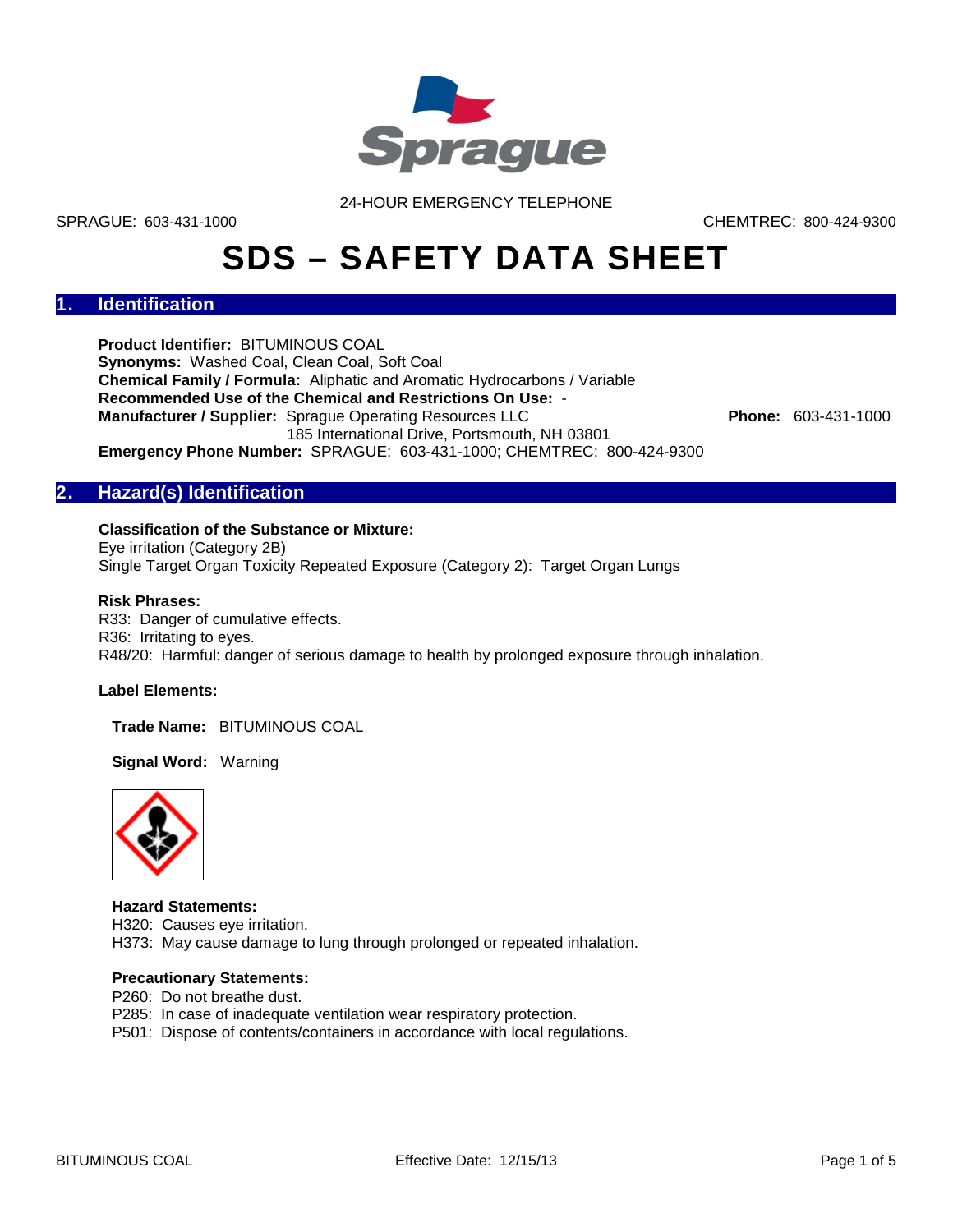24-HOUR EMERGENCY TELEPHONE

SPRAGUE: 603-431-1000 CHEMTREC: 800-424-9300

# SDS – SAFETY DATA SHEET

## 1. Identification

**Product Identifier:** BITUMINOUS COAL
**Synonyms:** Washed Coal, Clean Coal, Soft Coal
**Chemical Family / Formula:** Aliphatic and Aromatic Hydrocarbons / Variable
**Recommended Use of the Chemical and Restrictions On Use:** -
**Manufacturer / Supplier:** Sprague Operating Resources LLC, 185 International Drive, Portsmouth, NH 03801 **Phone:** 603-431-1000
**Emergency Phone Number:** SPRAGUE: 603-431-1000; CHEMTREC: 800-424-9300

## 2. Hazard(s) Identification

**Classification of the Substance or Mixture:**
Eye irritation (Category 2B)
Single Target Organ Toxicity Repeated Exposure (Category 2): Target Organ Lungs

**Risk Phrases:**
R33: Danger of cumulative effects.
R36: Irritating to eyes.
R48/20: Harmful: danger of serious damage to health by prolonged exposure through inhalation.

**Label Elements:**

**Trade Name:** BITUMINOUS COAL

**Signal Word:** Warning

**Hazard Statements:**
H320: Causes eye irritation.
H373: May cause damage to lung through prolonged or repeated inhalation.

**Precautionary Statements:**
P260: Do not breathe dust.
P285: In case of inadequate ventilation wear respiratory protection.
P501: Dispose of contents/containers in accordance with local regulations.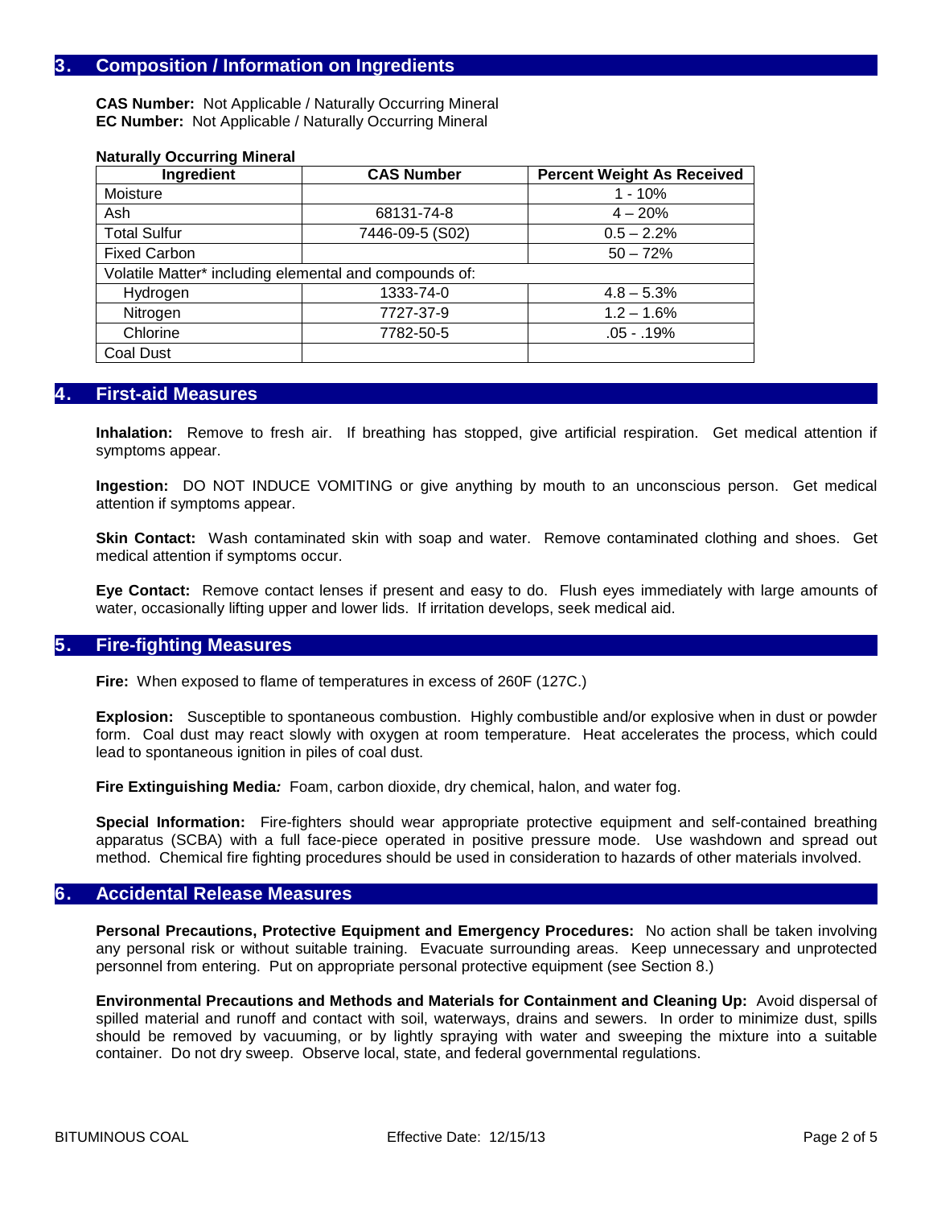## 3. Composition / Information on Ingredients

**CAS Number:** Not Applicable / Naturally Occurring Mineral
**EC Number:** Not Applicable / Naturally Occurring Mineral

**Naturally Occurring Mineral**

| Ingredient | CAS Number | Percent Weight As Received |
|---|---|---|
| Moisture | | 1 - 10% |
| Ash | 68131-74-8 | 4 – 20% |
| Total Sulfur | 7446-09-5 (S02) | 0.5 – 2.2% |
| Fixed Carbon | | 50 – 72% |
| Volatile Matter* including elemental and compounds of: | | |
| Hydrogen | 1333-74-0 | 4.8 – 5.3% |
| Nitrogen | 7727-37-9 | 1.2 – 1.6% |
| Chlorine | 7782-50-5 | .05 - .19% |
| Coal Dust | | |

## 4. First-aid Measures

**Inhalation:** Remove to fresh air. If breathing has stopped, give artificial respiration. Get medical attention if symptoms appear.

**Ingestion:** DO NOT INDUCE VOMITING or give anything by mouth to an unconscious person. Get medical attention if symptoms appear.

**Skin Contact:** Wash contaminated skin with soap and water. Remove contaminated clothing and shoes. Get medical attention if symptoms occur.

**Eye Contact:** Remove contact lenses if present and easy to do. Flush eyes immediately with large amounts of water, occasionally lifting upper and lower lids. If irritation develops, seek medical aid.

## 5. Fire-fighting Measures

**Fire:** When exposed to flame of temperatures in excess of 260F (127C.)

**Explosion:** Susceptible to spontaneous combustion. Highly combustible and/or explosive when in dust or powder form. Coal dust may react slowly with oxygen at room temperature. Heat accelerates the process, which could lead to spontaneous ignition in piles of coal dust.

**Fire Extinguishing Media***:* Foam, carbon dioxide, dry chemical, halon, and water fog.

**Special Information:** Fire-fighters should wear appropriate protective equipment and self-contained breathing apparatus (SCBA) with a full face-piece operated in positive pressure mode. Use washdown and spread out method. Chemical fire fighting procedures should be used in consideration to hazards of other materials involved.

## 6. Accidental Release Measures

**Personal Precautions, Protective Equipment and Emergency Procedures:** No action shall be taken involving any personal risk or without suitable training. Evacuate surrounding areas. Keep unnecessary and unprotected personnel from entering. Put on appropriate personal protective equipment (see Section 8.)

**Environmental Precautions and Methods and Materials for Containment and Cleaning Up:** Avoid dispersal of spilled material and runoff and contact with soil, waterways, drains and sewers. In order to minimize dust, spills should be removed by vacuuming, or by lightly spraying with water and sweeping the mixture into a suitable container. Do not dry sweep. Observe local, state, and federal governmental regulations.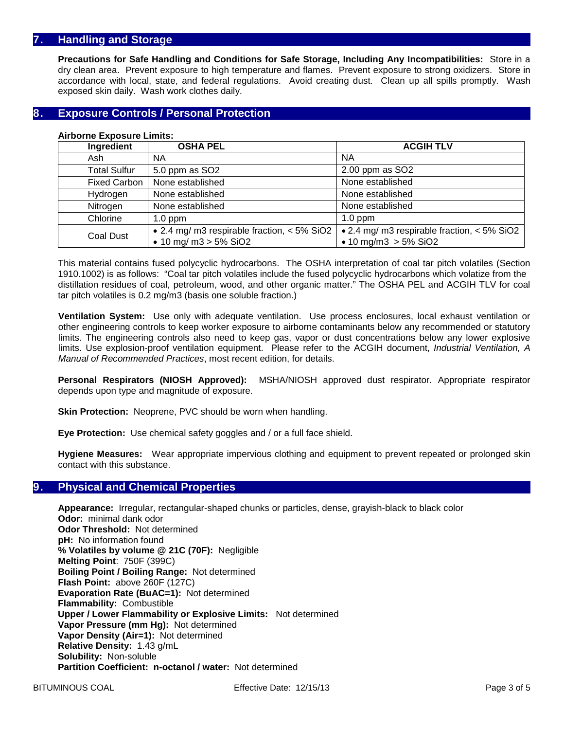## 7. Handling and Storage

**Precautions for Safe Handling and Conditions for Safe Storage, Including Any Incompatibilities:** Store in a dry clean area. Prevent exposure to high temperature and flames. Prevent exposure to strong oxidizers. Store in accordance with local, state, and federal regulations. Avoid creating dust. Clean up all spills promptly. Wash exposed skin daily. Wash work clothes daily.

## 8. Exposure Controls / Personal Protection

**Airborne Exposure Limits:**

| Ingredient | OSHA PEL | ACGIH TLV |
|---|---|---|
| Ash | NA | NA |
| Total Sulfur | 5.0 ppm as $SO_2$ | 2.00 ppm as $SO_2$ |
| Fixed Carbon | None established | None established |
| Hydrogen | None established | None established |
| Nitrogen | None established | None established |
| Chlorine | 1.0 ppm | 1.0 ppm |
| Coal Dust | • 2.4 mg/ m3 respirable fraction, < 5% $SiO_2$ • 10 mg/ m3 > 5% $SiO_2$ | • 2.4 mg/ m3 respirable fraction, < 5% $SiO_2$ • 10 mg/m3 > 5% $SiO_2$ |

This material contains fused polycyclic hydrocarbons. The OSHA interpretation of coal tar pitch volatiles (Section 1910.1002) is as follows: "Coal tar pitch volatiles include the fused polycyclic hydrocarbons which volatize from the distillation residues of coal, petroleum, wood, and other organic matter." The OSHA PEL and ACGIH TLV for coal tar pitch volatiles is 0.2 mg/m3 (basis one soluble fraction.)

**Ventilation System:** Use only with adequate ventilation. Use process enclosures, local exhaust ventilation or other engineering controls to keep worker exposure to airborne contaminants below any recommended or statutory limits. The engineering controls also need to keep gas, vapor or dust concentrations below any lower explosive limits. Use explosion-proof ventilation equipment. Please refer to the ACGIH document, *Industrial Ventilation, A Manual of Recommended Practices*, most recent edition, for details.

**Personal Respirators (NIOSH Approved):** MSHA/NIOSH approved dust respirator. Appropriate respirator depends upon type and magnitude of exposure.

**Skin Protection:** Neoprene, PVC should be worn when handling.

**Eye Protection:** Use chemical safety goggles and / or a full face shield.

**Hygiene Measures:** Wear appropriate impervious clothing and equipment to prevent repeated or prolonged skin contact with this substance.

## 9. Physical and Chemical Properties

**Appearance:** Irregular, rectangular-shaped chunks or particles, dense, grayish-black to black color
**Odor:** minimal dank odor
**Odor Threshold:** Not determined
**pH:** No information found
**% Volatiles by volume @ 21C (70F):** Negligible
**Melting Point**: 750F (399C)
**Boiling Point / Boiling Range:** Not determined
**Flash Point:** above 260F (127C)
**Evaporation Rate (BuAC=1):** Not determined
**Flammability:** Combustible
**Upper / Lower Flammability or Explosive Limits:** Not determined
**Vapor Pressure (mm Hg):** Not determined
**Vapor Density (Air=1):** Not determined
**Relative Density:** 1.43 g/mL
**Solubility:** Non-soluble
**Partition Coefficient: n-octanol / water:** Not determined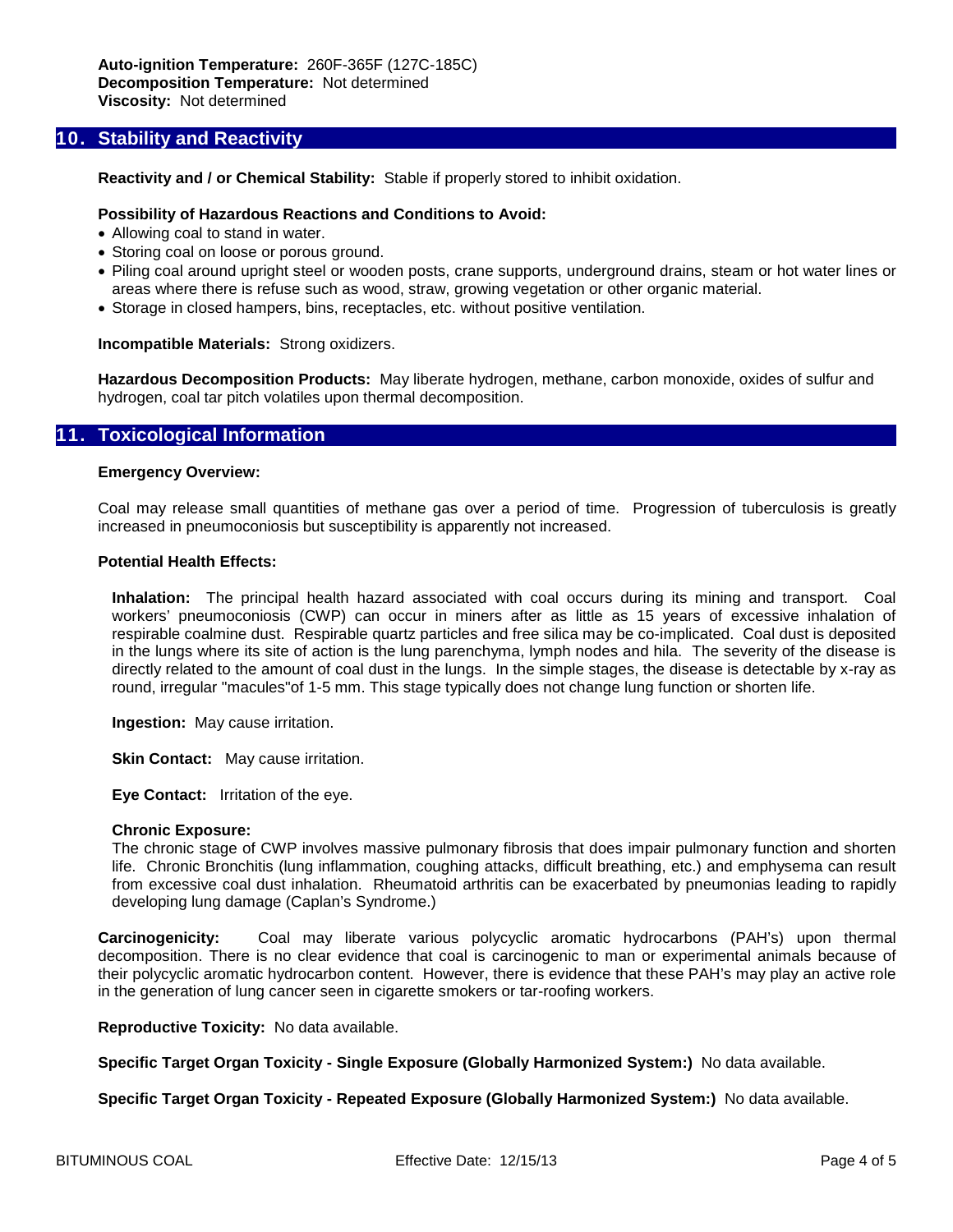**Auto-ignition Temperature:** 260F-365F (127C-185C)
**Decomposition Temperature:** Not determined
**Viscosity:** Not determined

## 10. Stability and Reactivity

**Reactivity and / or Chemical Stability:** Stable if properly stored to inhibit oxidation.

**Possibility of Hazardous Reactions and Conditions to Avoid:**

- Allowing coal to stand in water.
- Storing coal on loose or porous ground.
- Piling coal around upright steel or wooden posts, crane supports, underground drains, steam or hot water lines or areas where there is refuse such as wood, straw, growing vegetation or other organic material.
- Storage in closed hampers, bins, receptacles, etc. without positive ventilation.

**Incompatible Materials:** Strong oxidizers.

**Hazardous Decomposition Products:** May liberate hydrogen, methane, carbon monoxide, oxides of sulfur and hydrogen, coal tar pitch volatiles upon thermal decomposition.

## 11. Toxicological Information

**Emergency Overview:**

Coal may release small quantities of methane gas over a period of time. Progression of tuberculosis is greatly increased in pneumoconiosis but susceptibility is apparently not increased.

**Potential Health Effects:**

**Inhalation:** The principal health hazard associated with coal occurs during its mining and transport. Coal workers' pneumoconiosis (CWP) can occur in miners after as little as 15 years of excessive inhalation of respirable coalmine dust. Respirable quartz particles and free silica may be co-implicated. Coal dust is deposited in the lungs where its site of action is the lung parenchyma, lymph nodes and hila. The severity of the disease is directly related to the amount of coal dust in the lungs. In the simple stages, the disease is detectable by x-ray as round, irregular "macules"of 1-5 mm. This stage typically does not change lung function or shorten life.

**Ingestion:** May cause irritation.

**Skin Contact:** May cause irritation.

**Eye Contact:** Irritation of the eye.

**Chronic Exposure:**
The chronic stage of CWP involves massive pulmonary fibrosis that does impair pulmonary function and shorten life. Chronic Bronchitis (lung inflammation, coughing attacks, difficult breathing, etc.) and emphysema can result from excessive coal dust inhalation. Rheumatoid arthritis can be exacerbated by pneumonias leading to rapidly developing lung damage (Caplan's Syndrome.)

**Carcinogenicity:** Coal may liberate various polycyclic aromatic hydrocarbons (PAH's) upon thermal decomposition. There is no clear evidence that coal is carcinogenic to man or experimental animals because of their polycyclic aromatic hydrocarbon content. However, there is evidence that these PAH's may play an active role in the generation of lung cancer seen in cigarette smokers or tar-roofing workers.

**Reproductive Toxicity:** No data available.

**Specific Target Organ Toxicity - Single Exposure (Globally Harmonized System:)** No data available.

**Specific Target Organ Toxicity - Repeated Exposure (Globally Harmonized System:)** No data available.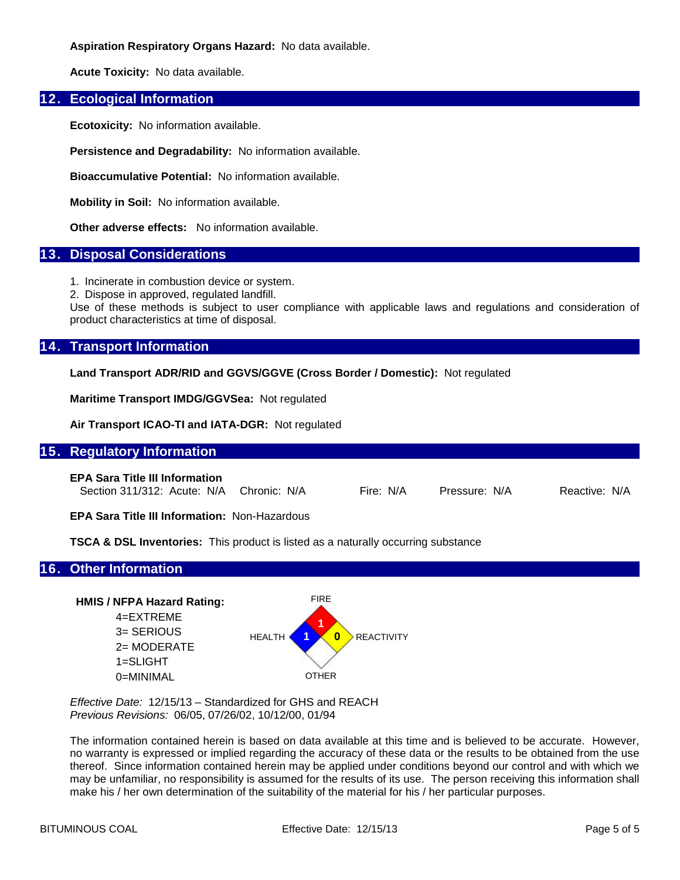**Aspiration Respiratory Organs Hazard:** No data available.

**Acute Toxicity:** No data available.

## 12. Ecological Information

**Ecotoxicity:** No information available.

**Persistence and Degradability:** No information available.

**Bioaccumulative Potential:** No information available.

**Mobility in Soil:** No information available.

**Other adverse effects:** No information available.

## 13. Disposal Considerations

1. Incinerate in combustion device or system.
2. Dispose in approved, regulated landfill.

Use of these methods is subject to user compliance with applicable laws and regulations and consideration of product characteristics at time of disposal.

## 14. Transport Information

**Land Transport ADR/RID and GGVS/GGVE (Cross Border / Domestic):** Not regulated

**Maritime Transport IMDG/GGVSea:** Not regulated

**Air Transport ICAO-TI and IATA-DGR:** Not regulated

## 15. Regulatory Information

**EPA Sara Title III Information**
Section 311/312: Acute: N/A Chronic: N/A Fire: N/A Pressure: N/A Reactive: N/A

**EPA Sara Title III Information:** Non-Hazardous

**TSCA & DSL Inventories:** This product is listed as a naturally occurring substance

## 16. Other Information

**HMIS / NFPA Hazard Rating:**

4=EXTREME
3= SERIOUS
2= MODERATE
1=SLIGHT
0=MINIMAL

FIRE 1
HEALTH 1
REACTIVITY 0
OTHER

*Effective Date:* 12/15/13 – Standardized for GHS and REACH
*Previous Revisions:* 06/05, 07/26/02, 10/12/00, 01/94

The information contained herein is based on data available at this time and is believed to be accurate. However, no warranty is expressed or implied regarding the accuracy of these data or the results to be obtained from the use thereof. Since information contained herein may be applied under conditions beyond our control and with which we may be unfamiliar, no responsibility is assumed for the results of its use. The person receiving this information shall make his / her own determination of the suitability of the material for his / her particular purposes.